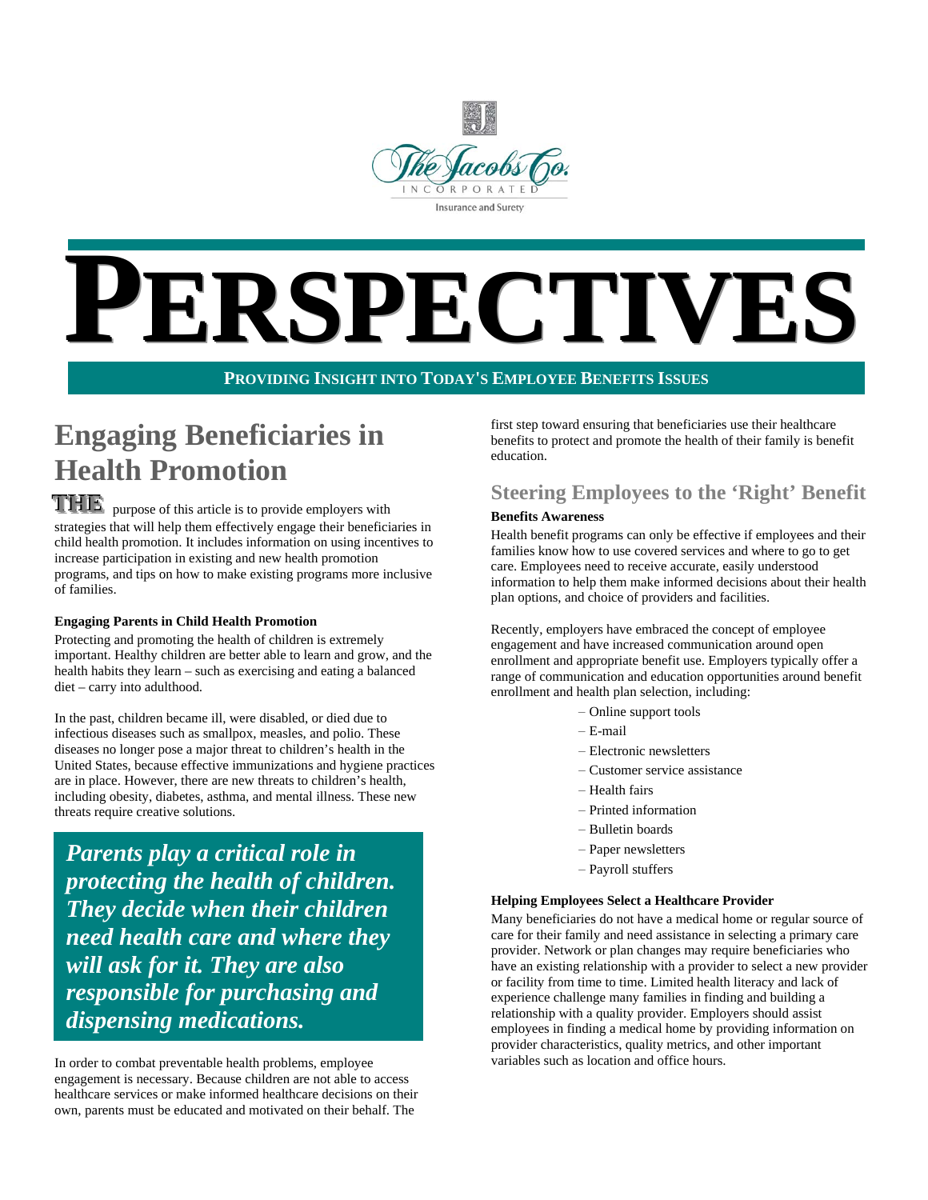The Jacobs Co.
INCORPORATED
Insurance and Surety

# PERSPECTIVES

**PROVIDING INSIGHT INTO TODAY'S EMPLOYEE BENEFITS ISSUES**

## Engaging Beneficiaries in Health Promotion

THE purpose of this article is to provide employers with strategies that will help them effectively engage their beneficiaries in child health promotion. It includes information on using incentives to increase participation in existing and new health promotion programs, and tips on how to make existing programs more inclusive of families.

**Engaging Parents in Child Health Promotion**

Protecting and promoting the health of children is extremely important. Healthy children are better able to learn and grow, and the health habits they learn – such as exercising and eating a balanced diet – carry into adulthood.

In the past, children became ill, were disabled, or died due to infectious diseases such as smallpox, measles, and polio. These diseases no longer pose a major threat to children's health in the United States, because effective immunizations and hygiene practices are in place. However, there are new threats to children's health, including obesity, diabetes, asthma, and mental illness. These new threats require creative solutions.

> ***Parents play a critical role in protecting the health of children. They decide when their children need health care and where they will ask for it. They are also responsible for purchasing and dispensing medications.***

In order to combat preventable health problems, employee engagement is necessary. Because children are not able to access healthcare services or make informed healthcare decisions on their own, parents must be educated and motivated on their behalf. The first step toward ensuring that beneficiaries use their healthcare benefits to protect and promote the health of their family is benefit education.

### Steering Employees to the 'Right' Benefit

**Benefits Awareness**

Health benefit programs can only be effective if employees and their families know how to use covered services and where to go to get care. Employees need to receive accurate, easily understood information to help them make informed decisions about their health plan options, and choice of providers and facilities.

Recently, employers have embraced the concept of employee engagement and have increased communication around open enrollment and appropriate benefit use. Employers typically offer a range of communication and education opportunities around benefit enrollment and health plan selection, including:

- Online support tools
- E-mail
- Electronic newsletters
- Customer service assistance
- Health fairs
- Printed information
- Bulletin boards
- Paper newsletters
- Payroll stuffers

**Helping Employees Select a Healthcare Provider**

Many beneficiaries do not have a medical home or regular source of care for their family and need assistance in selecting a primary care provider. Network or plan changes may require beneficiaries who have an existing relationship with a provider to select a new provider or facility from time to time. Limited health literacy and lack of experience challenge many families in finding and building a relationship with a quality provider. Employers should assist employees in finding a medical home by providing information on provider characteristics, quality metrics, and other important variables such as location and office hours.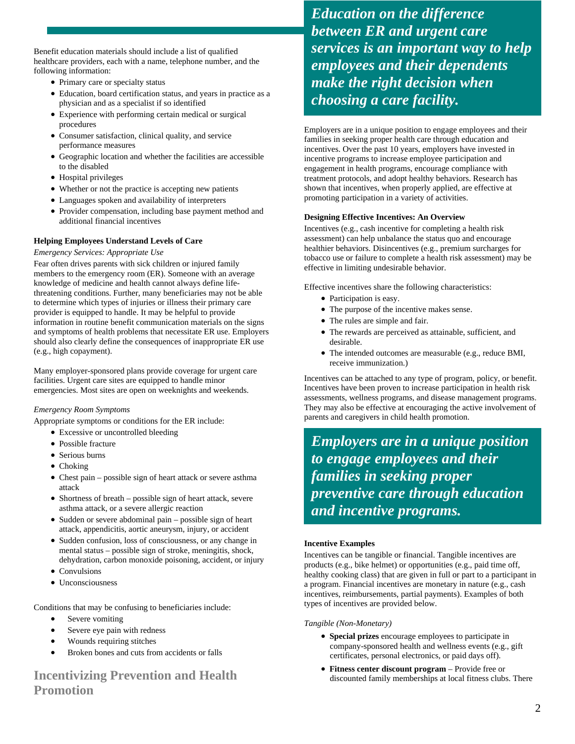Benefit education materials should include a list of qualified healthcare providers, each with a name, telephone number, and the following information:

- Primary care or specialty status
- Education, board certification status, and years in practice as a physician and as a specialist if so identified
- Experience with performing certain medical or surgical procedures
- Consumer satisfaction, clinical quality, and service performance measures
- Geographic location and whether the facilities are accessible to the disabled
- Hospital privileges
- Whether or not the practice is accepting new patients
- Languages spoken and availability of interpreters
- Provider compensation, including base payment method and additional financial incentives

### Helping Employees Understand Levels of Care

*Emergency Services: Appropriate Use*

Fear often drives parents with sick children or injured family members to the emergency room (ER). Someone with an average knowledge of medicine and health cannot always define life-threatening conditions. Further, many beneficiaries may not be able to determine which types of injuries or illness their primary care provider is equipped to handle. It may be helpful to provide information in routine benefit communication materials on the signs and symptoms of health problems that necessitate ER use. Employers should also clearly define the consequences of inappropriate ER use (e.g., high copayment).

Many employer-sponsored plans provide coverage for urgent care facilities. Urgent care sites are equipped to handle minor emergencies. Most sites are open on weeknights and weekends.

*Emergency Room Symptoms*

Appropriate symptoms or conditions for the ER include:

- Excessive or uncontrolled bleeding
- Possible fracture
- Serious burns
- Choking
- Chest pain – possible sign of heart attack or severe asthma attack
- Shortness of breath – possible sign of heart attack, severe asthma attack, or a severe allergic reaction
- Sudden or severe abdominal pain – possible sign of heart attack, appendicitis, aortic aneurysm, injury, or accident
- Sudden confusion, loss of consciousness, or any change in mental status – possible sign of stroke, meningitis, shock, dehydration, carbon monoxide poisoning, accident, or injury
- Convulsions
- Unconsciousness

Conditions that may be confusing to beneficiaries include:

- Severe vomiting
- Severe eye pain with redness
- Wounds requiring stitches
- Broken bones and cuts from accidents or falls

> ***Education on the difference between ER and urgent care services is an important way to help employees and their dependents make the right decision when choosing a care facility.***

## Incentivizing Prevention and Health Promotion

Employers are in a unique position to engage employees and their families in seeking proper health care through education and incentives. Over the past 10 years, employers have invested in incentive programs to increase employee participation and engagement in health programs, encourage compliance with treatment protocols, and adopt healthy behaviors. Research has shown that incentives, when properly applied, are effective at promoting participation in a variety of activities.

### Designing Effective Incentives: An Overview

Incentives (e.g., cash incentive for completing a health risk assessment) can help unbalance the status quo and encourage healthier behaviors. Disincentives (e.g., premium surcharges for tobacco use or failure to complete a health risk assessment) may be effective in limiting undesirable behavior.

Effective incentives share the following characteristics:

- Participation is easy.
- The purpose of the incentive makes sense.
- The rules are simple and fair.
- The rewards are perceived as attainable, sufficient, and desirable.
- The intended outcomes are measurable (e.g., reduce BMI, receive immunization.)

Incentives can be attached to any type of program, policy, or benefit. Incentives have been proven to increase participation in health risk assessments, wellness programs, and disease management programs. They may also be effective at encouraging the active involvement of parents and caregivers in child health promotion.

> ***Employers are in a unique position to engage employees and their families in seeking proper preventive care through education and incentive programs.***

### Incentive Examples

Incentives can be tangible or financial. Tangible incentives are products (e.g., bike helmet) or opportunities (e.g., paid time off, healthy cooking class) that are given in full or part to a participant in a program. Financial incentives are monetary in nature (e.g., cash incentives, reimbursements, partial payments). Examples of both types of incentives are provided below.

*Tangible (Non-Monetary)*

- **Special prizes** encourage employees to participate in company-sponsored health and wellness events (e.g., gift certificates, personal electronics, or paid days off).
- **Fitness center discount program** – Provide free or discounted family memberships at local fitness clubs. There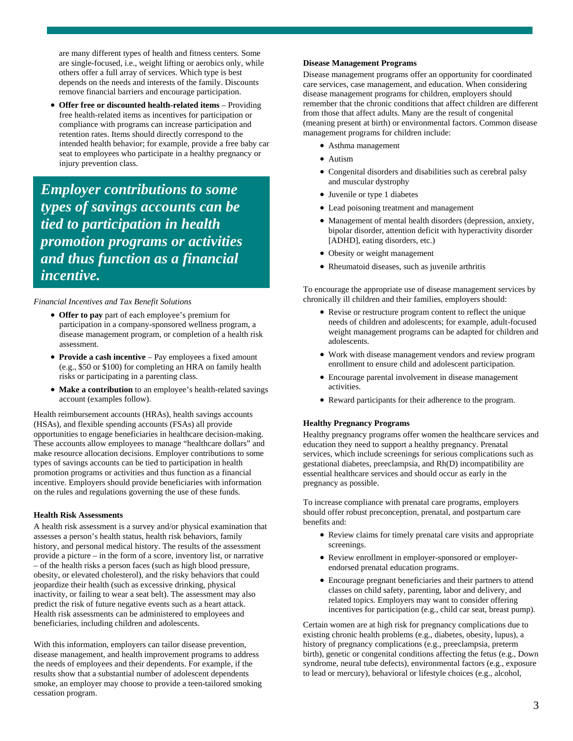are many different types of health and fitness centers. Some are single-focused, i.e., weight lifting or aerobics only, while others offer a full array of services. Which type is best depends on the needs and interests of the family. Discounts remove financial barriers and encourage participation.

- **Offer free or discounted health-related items** – Providing free health-related items as incentives for participation or compliance with programs can increase participation and retention rates. Items should directly correspond to the intended health behavior; for example, provide a free baby car seat to employees who participate in a healthy pregnancy or injury prevention class.

> ***Employer contributions to some types of savings accounts can be tied to participation in health promotion programs or activities and thus function as a financial incentive.***

*Financial Incentives and Tax Benefit Solutions*

- **Offer to pay** part of each employee's premium for participation in a company-sponsored wellness program, a disease management program, or completion of a health risk assessment.
- **Provide a cash incentive** – Pay employees a fixed amount (e.g., $50 or $100) for completing an HRA on family health risks or participating in a parenting class.
- **Make a contribution** to an employee's health-related savings account (examples follow).

Health reimbursement accounts (HRAs), health savings accounts (HSAs), and flexible spending accounts (FSAs) all provide opportunities to engage beneficiaries in healthcare decision-making. These accounts allow employees to manage "healthcare dollars" and make resource allocation decisions. Employer contributions to some types of savings accounts can be tied to participation in health promotion programs or activities and thus function as a financial incentive. Employers should provide beneficiaries with information on the rules and regulations governing the use of these funds.

#### Health Risk Assessments

A health risk assessment is a survey and/or physical examination that assesses a person's health status, health risk behaviors, family history, and personal medical history. The results of the assessment provide a picture – in the form of a score, inventory list, or narrative – of the health risks a person faces (such as high blood pressure, obesity, or elevated cholesterol), and the risky behaviors that could jeopardize their health (such as excessive drinking, physical inactivity, or failing to wear a seat belt). The assessment may also predict the risk of future negative events such as a heart attack. Health risk assessments can be administered to employees and beneficiaries, including children and adolescents.

With this information, employers can tailor disease prevention, disease management, and health improvement programs to address the needs of employees and their dependents. For example, if the results show that a substantial number of adolescent dependents smoke, an employer may choose to provide a teen-tailored smoking cessation program.

#### Disease Management Programs

Disease management programs offer an opportunity for coordinated care services, case management, and education. When considering disease management programs for children, employers should remember that the chronic conditions that affect children are different from those that affect adults. Many are the result of congenital (meaning present at birth) or environmental factors. Common disease management programs for children include:

- Asthma management
- Autism
- Congenital disorders and disabilities such as cerebral palsy and muscular dystrophy
- Juvenile or type 1 diabetes
- Lead poisoning treatment and management
- Management of mental health disorders (depression, anxiety, bipolar disorder, attention deficit with hyperactivity disorder [ADHD], eating disorders, etc.)
- Obesity or weight management
- Rheumatoid diseases, such as juvenile arthritis

To encourage the appropriate use of disease management services by chronically ill children and their families, employers should:

- Revise or restructure program content to reflect the unique needs of children and adolescents; for example, adult-focused weight management programs can be adapted for children and adolescents.
- Work with disease management vendors and review program enrollment to ensure child and adolescent participation.
- Encourage parental involvement in disease management activities.
- Reward participants for their adherence to the program.

#### Healthy Pregnancy Programs

Healthy pregnancy programs offer women the healthcare services and education they need to support a healthy pregnancy. Prenatal services, which include screenings for serious complications such as gestational diabetes, preeclampsia, and Rh(D) incompatibility are essential healthcare services and should occur as early in the pregnancy as possible.

To increase compliance with prenatal care programs, employers should offer robust preconception, prenatal, and postpartum care benefits and:

- Review claims for timely prenatal care visits and appropriate screenings.
- Review enrollment in employer-sponsored or employer-endorsed prenatal education programs.
- Encourage pregnant beneficiaries and their partners to attend classes on child safety, parenting, labor and delivery, and related topics. Employers may want to consider offering incentives for participation (e.g., child car seat, breast pump).

Certain women are at high risk for pregnancy complications due to existing chronic health problems (e.g., diabetes, obesity, lupus), a history of pregnancy complications (e.g., preeclampsia, preterm birth), genetic or congenital conditions affecting the fetus (e.g., Down syndrome, neural tube defects), environmental factors (e.g., exposure to lead or mercury), behavioral or lifestyle choices (e.g., alcohol,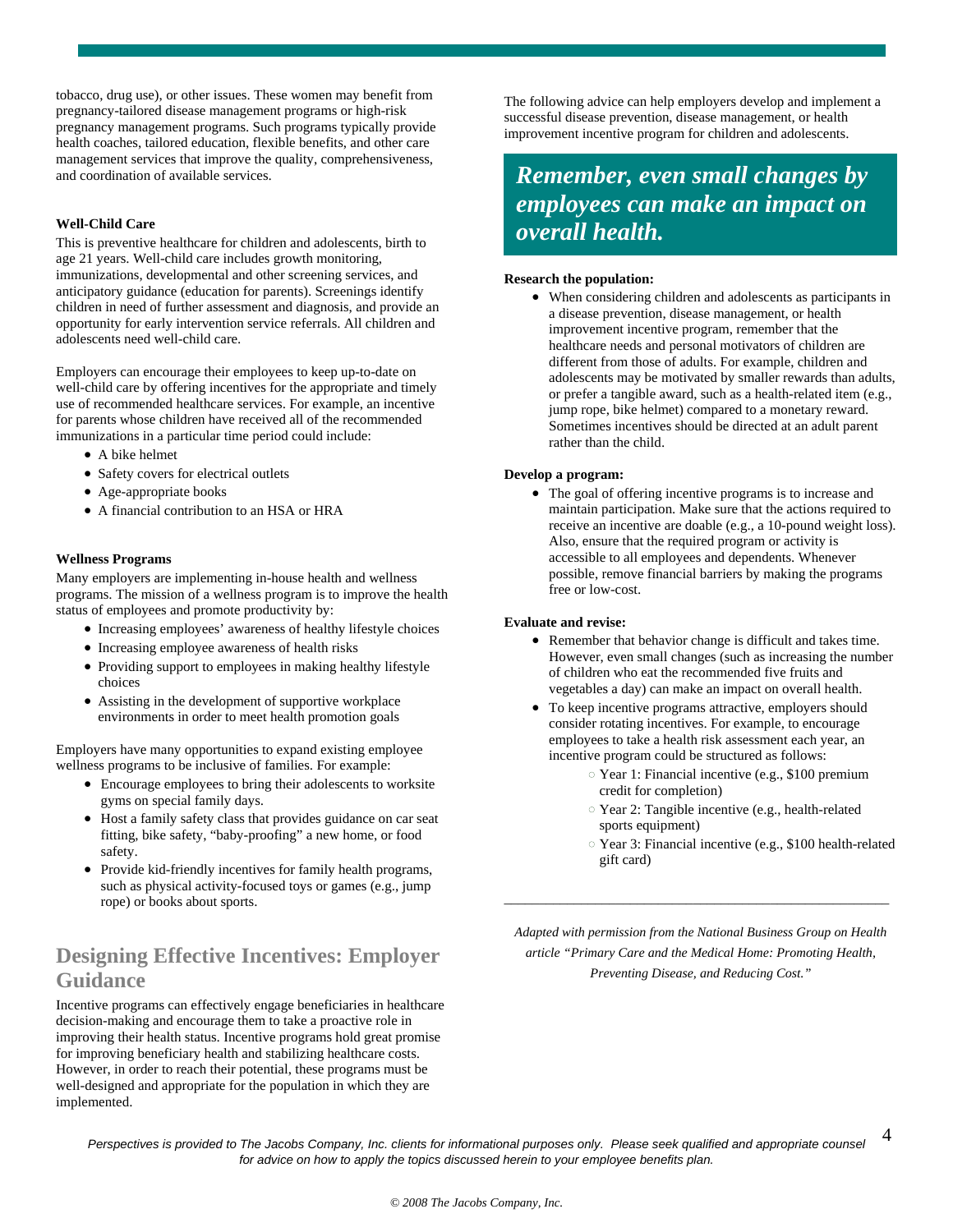tobacco, drug use), or other issues. These women may benefit from pregnancy-tailored disease management programs or high-risk pregnancy management programs. Such programs typically provide health coaches, tailored education, flexible benefits, and other care management services that improve the quality, comprehensiveness, and coordination of available services.

**Well-Child Care**

This is preventive healthcare for children and adolescents, birth to age 21 years. Well-child care includes growth monitoring, immunizations, developmental and other screening services, and anticipatory guidance (education for parents). Screenings identify children in need of further assessment and diagnosis, and provide an opportunity for early intervention service referrals. All children and adolescents need well-child care.

Employers can encourage their employees to keep up-to-date on well-child care by offering incentives for the appropriate and timely use of recommended healthcare services. For example, an incentive for parents whose children have received all of the recommended immunizations in a particular time period could include:

- A bike helmet
- Safety covers for electrical outlets
- Age-appropriate books
- A financial contribution to an HSA or HRA

**Wellness Programs**

Many employers are implementing in-house health and wellness programs. The mission of a wellness program is to improve the health status of employees and promote productivity by:

- Increasing employees' awareness of healthy lifestyle choices
- Increasing employee awareness of health risks
- Providing support to employees in making healthy lifestyle choices
- Assisting in the development of supportive workplace environments in order to meet health promotion goals

Employers have many opportunities to expand existing employee wellness programs to be inclusive of families. For example:

- Encourage employees to bring their adolescents to worksite gyms on special family days.
- Host a family safety class that provides guidance on car seat fitting, bike safety, "baby-proofing" a new home, or food safety.
- Provide kid-friendly incentives for family health programs, such as physical activity-focused toys or games (e.g., jump rope) or books about sports.

## Designing Effective Incentives: Employer Guidance

Incentive programs can effectively engage beneficiaries in healthcare decision-making and encourage them to take a proactive role in improving their health status. Incentive programs hold great promise for improving beneficiary health and stabilizing healthcare costs. However, in order to reach their potential, these programs must be well-designed and appropriate for the population in which they are implemented.

The following advice can help employers develop and implement a successful disease prevention, disease management, or health improvement incentive program for children and adolescents.

***Remember, even small changes by employees can make an impact on overall health.***

**Research the population:**

- When considering children and adolescents as participants in a disease prevention, disease management, or health improvement incentive program, remember that the healthcare needs and personal motivators of children are different from those of adults. For example, children and adolescents may be motivated by smaller rewards than adults, or prefer a tangible award, such as a health-related item (e.g., jump rope, bike helmet) compared to a monetary reward. Sometimes incentives should be directed at an adult parent rather than the child.

**Develop a program:**

- The goal of offering incentive programs is to increase and maintain participation. Make sure that the actions required to receive an incentive are doable (e.g., a 10-pound weight loss). Also, ensure that the required program or activity is accessible to all employees and dependents. Whenever possible, remove financial barriers by making the programs free or low-cost.

**Evaluate and revise:**

- Remember that behavior change is difficult and takes time. However, even small changes (such as increasing the number of children who eat the recommended five fruits and vegetables a day) can make an impact on overall health.
- To keep incentive programs attractive, employers should consider rotating incentives. For example, to encourage employees to take a health risk assessment each year, an incentive program could be structured as follows:
  - Year 1: Financial incentive (e.g., $100 premium credit for completion)
  - Year 2: Tangible incentive (e.g., health-related sports equipment)
  - Year 3: Financial incentive (e.g., $100 health-related gift card)

---

*Adapted with permission from the National Business Group on Health article "Primary Care and the Medical Home: Promoting Health, Preventing Disease, and Reducing Cost."*

*Perspectives is provided to The Jacobs Company, Inc. clients for informational purposes only. Please seek qualified and appropriate counsel for advice on how to apply the topics discussed herein to your employee benefits plan.*

*© 2008 The Jacobs Company, Inc.*